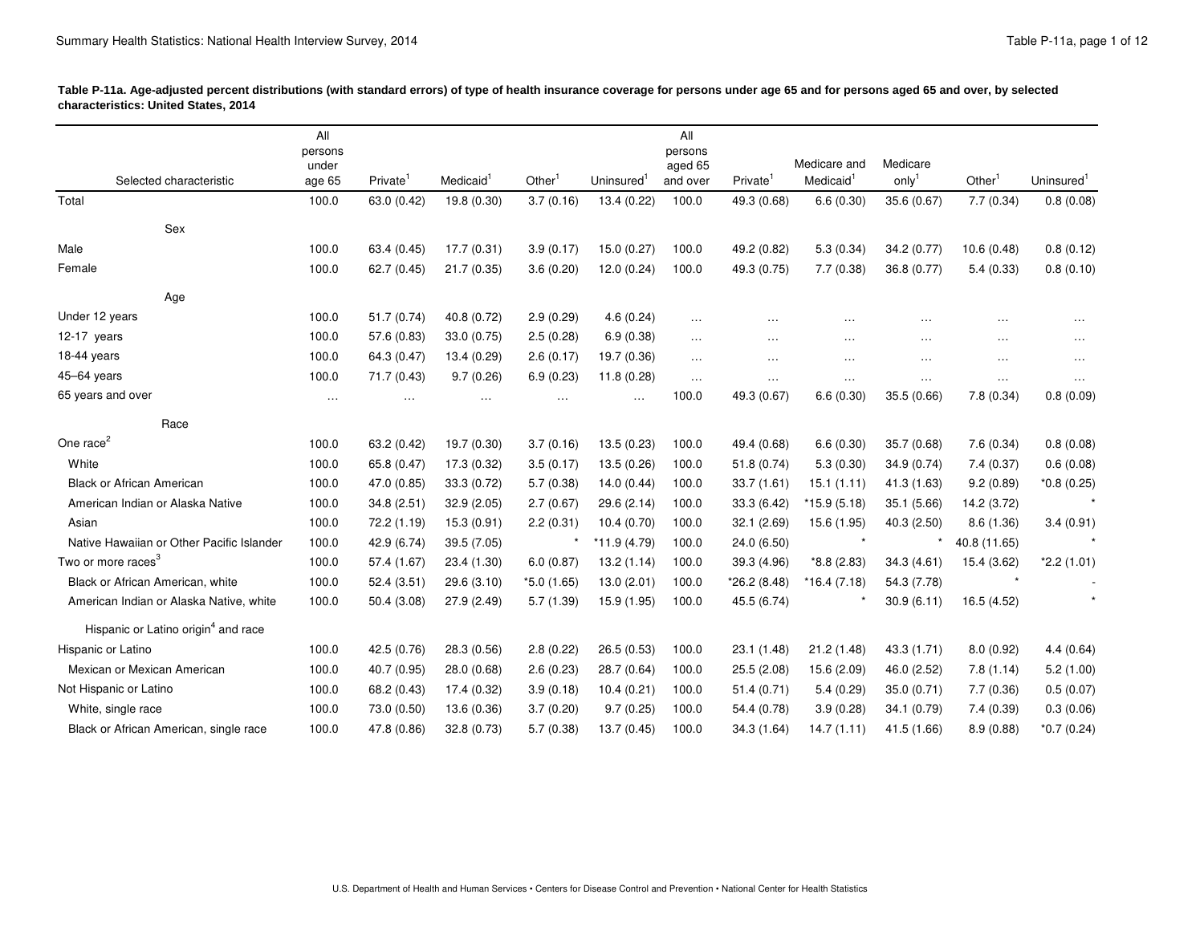**Table P-11a. Age-adjusted percent distributions (with standard errors) of type of health insurance coverage for persons under age 65 and for persons aged 65 and over, by selected characteristics: United States, 2014**

| Selected characteristic | All persons under age 65 | Private[1] | Medicaid[1] | Other[1] | Uninsured[1] | All persons aged 65 and over | Private[1] | Medicare and Medicaid[1] | Medicare only[1] | Other[1] | Uninsured[1] |
|---|---|---|---|---|---|---|---|---|---|---|---|
| Total | 100.0 | 63.0 (0.42) | 19.8 (0.30) | 3.7 (0.16) | 13.4 (0.22) | 100.0 | 49.3 (0.68) | 6.6 (0.30) | 35.6 (0.67) | 7.7 (0.34) | 0.8 (0.08) |
| **Sex** | | | | | | | | | | | |
| Male | 100.0 | 63.4 (0.45) | 17.7 (0.31) | 3.9 (0.17) | 15.0 (0.27) | 100.0 | 49.2 (0.82) | 5.3 (0.34) | 34.2 (0.77) | 10.6 (0.48) | 0.8 (0.12) |
| Female | 100.0 | 62.7 (0.45) | 21.7 (0.35) | 3.6 (0.20) | 12.0 (0.24) | 100.0 | 49.3 (0.75) | 7.7 (0.38) | 36.8 (0.77) | 5.4 (0.33) | 0.8 (0.10) |
| **Age** | | | | | | | | | | | |
| Under 12 years | 100.0 | 51.7 (0.74) | 40.8 (0.72) | 2.9 (0.29) | 4.6 (0.24) | … | … | … | … | … | … |
| 12-17 years | 100.0 | 57.6 (0.83) | 33.0 (0.75) | 2.5 (0.28) | 6.9 (0.38) | … | … | … | … | … | … |
| 18-44 years | 100.0 | 64.3 (0.47) | 13.4 (0.29) | 2.6 (0.17) | 19.7 (0.36) | … | … | … | … | … | … |
| 45–64 years | 100.0 | 71.7 (0.43) | 9.7 (0.26) | 6.9 (0.23) | 11.8 (0.28) | … | … | … | … | … | … |
| 65 years and over | … | … | … | … | … | 100.0 | 49.3 (0.67) | 6.6 (0.30) | 35.5 (0.66) | 7.8 (0.34) | 0.8 (0.09) |
| **Race** | | | | | | | | | | | |
| One race[2] | 100.0 | 63.2 (0.42) | 19.7 (0.30) | 3.7 (0.16) | 13.5 (0.23) | 100.0 | 49.4 (0.68) | 6.6 (0.30) | 35.7 (0.68) | 7.6 (0.34) | 0.8 (0.08) |
| White | 100.0 | 65.8 (0.47) | 17.3 (0.32) | 3.5 (0.17) | 13.5 (0.26) | 100.0 | 51.8 (0.74) | 5.3 (0.30) | 34.9 (0.74) | 7.4 (0.37) | 0.6 (0.08) |
| Black or African American | 100.0 | 47.0 (0.85) | 33.3 (0.72) | 5.7 (0.38) | 14.0 (0.44) | 100.0 | 33.7 (1.61) | 15.1 (1.11) | 41.3 (1.63) | 9.2 (0.89) | *0.8 (0.25) |
| American Indian or Alaska Native | 100.0 | 34.8 (2.51) | 32.9 (2.05) | 2.7 (0.67) | 29.6 (2.14) | 100.0 | 33.3 (6.42) | *15.9 (5.18) | 35.1 (5.66) | 14.2 (3.72) | * |
| Asian | 100.0 | 72.2 (1.19) | 15.3 (0.91) | 2.2 (0.31) | 10.4 (0.70) | 100.0 | 32.1 (2.69) | 15.6 (1.95) | 40.3 (2.50) | 8.6 (1.36) | 3.4 (0.91) |
| Native Hawaiian or Other Pacific Islander | 100.0 | 42.9 (6.74) | 39.5 (7.05) | * | *11.9 (4.79) | 100.0 | 24.0 (6.50) | * | * | 40.8 (11.65) | * |
| Two or more races[3] | 100.0 | 57.4 (1.67) | 23.4 (1.30) | 6.0 (0.87) | 13.2 (1.14) | 100.0 | 39.3 (4.96) | *8.8 (2.83) | 34.3 (4.61) | 15.4 (3.62) | *2.2 (1.01) |
| Black or African American, white | 100.0 | 52.4 (3.51) | 29.6 (3.10) | *5.0 (1.65) | 13.0 (2.01) | 100.0 | *26.2 (8.48) | *16.4 (7.18) | 54.3 (7.78) | * | - |
| American Indian or Alaska Native, white | 100.0 | 50.4 (3.08) | 27.9 (2.49) | 5.7 (1.39) | 15.9 (1.95) | 100.0 | 45.5 (6.74) | * | 30.9 (6.11) | 16.5 (4.52) | * |
| **Hispanic or Latino origin[4] and race** | | | | | | | | | | | |
| Hispanic or Latino | 100.0 | 42.5 (0.76) | 28.3 (0.56) | 2.8 (0.22) | 26.5 (0.53) | 100.0 | 23.1 (1.48) | 21.2 (1.48) | 43.3 (1.71) | 8.0 (0.92) | 4.4 (0.64) |
| Mexican or Mexican American | 100.0 | 40.7 (0.95) | 28.0 (0.68) | 2.6 (0.23) | 28.7 (0.64) | 100.0 | 25.5 (2.08) | 15.6 (2.09) | 46.0 (2.52) | 7.8 (1.14) | 5.2 (1.00) |
| Not Hispanic or Latino | 100.0 | 68.2 (0.43) | 17.4 (0.32) | 3.9 (0.18) | 10.4 (0.21) | 100.0 | 51.4 (0.71) | 5.4 (0.29) | 35.0 (0.71) | 7.7 (0.36) | 0.5 (0.07) |
| White, single race | 100.0 | 73.0 (0.50) | 13.6 (0.36) | 3.7 (0.20) | 9.7 (0.25) | 100.0 | 54.4 (0.78) | 3.9 (0.28) | 34.1 (0.79) | 7.4 (0.39) | 0.3 (0.06) |
| Black or African American, single race | 100.0 | 47.8 (0.86) | 32.8 (0.73) | 5.7 (0.38) | 13.7 (0.45) | 100.0 | 34.3 (1.64) | 14.7 (1.11) | 41.5 (1.66) | 8.9 (0.88) | *0.7 (0.24) |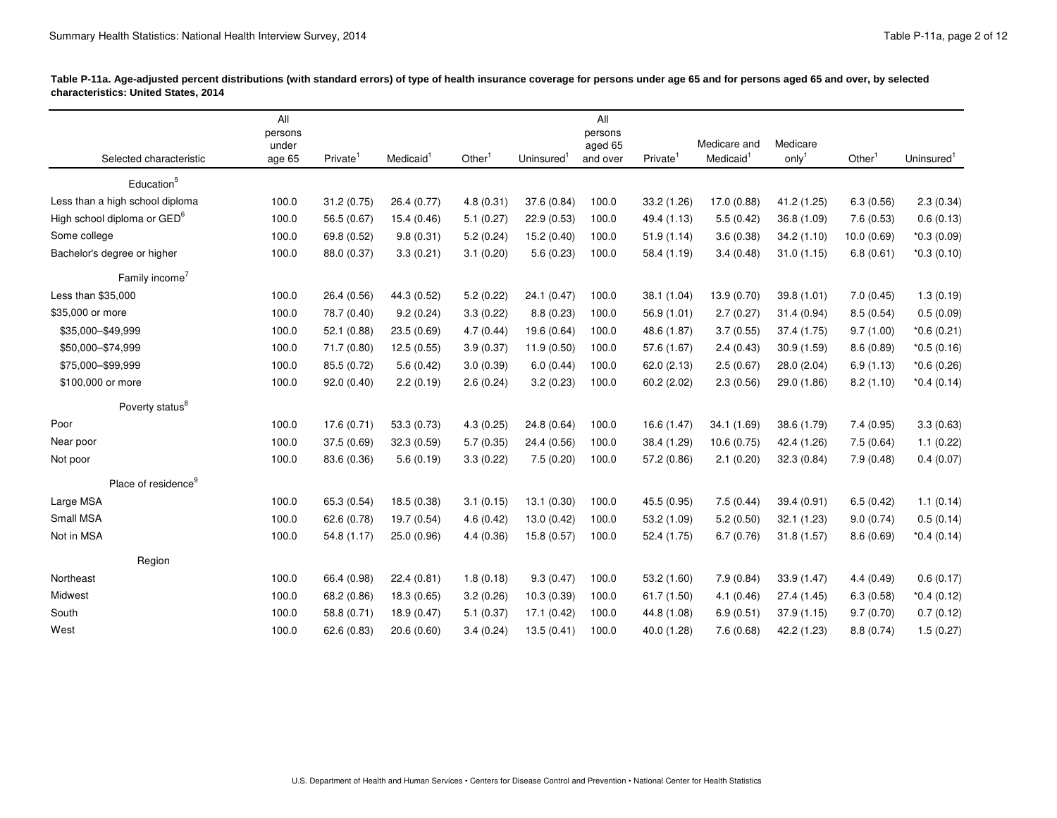**Table P-11a. Age-adjusted percent distributions (with standard errors) of type of health insurance coverage for persons under age 65 and for persons aged 65 and over, by selected characteristics: United States, 2014**

| Selected characteristic | All persons under age 65 | Private[1] | Medicaid[1] | Other[1] | Uninsured[1] | All persons aged 65 and over | Private[1] | Medicare and Medicaid[1] | Medicare only[1] | Other[1] | Uninsured[1] |
|---|---|---|---|---|---|---|---|---|---|---|---|
| Education[5] | | | | | | | | | | | |
| Less than a high school diploma | 100.0 | 31.2 (0.75) | 26.4 (0.77) | 4.8 (0.31) | 37.6 (0.84) | 100.0 | 33.2 (1.26) | 17.0 (0.88) | 41.2 (1.25) | 6.3 (0.56) | 2.3 (0.34) |
| High school diploma or GED[6] | 100.0 | 56.5 (0.67) | 15.4 (0.46) | 5.1 (0.27) | 22.9 (0.53) | 100.0 | 49.4 (1.13) | 5.5 (0.42) | 36.8 (1.09) | 7.6 (0.53) | 0.6 (0.13) |
| Some college | 100.0 | 69.8 (0.52) | 9.8 (0.31) | 5.2 (0.24) | 15.2 (0.40) | 100.0 | 51.9 (1.14) | 3.6 (0.38) | 34.2 (1.10) | 10.0 (0.69) | *0.3 (0.09) |
| Bachelor's degree or higher | 100.0 | 88.0 (0.37) | 3.3 (0.21) | 3.1 (0.20) | 5.6 (0.23) | 100.0 | 58.4 (1.19) | 3.4 (0.48) | 31.0 (1.15) | 6.8 (0.61) | *0.3 (0.10) |
| Family income[7] | | | | | | | | | | | |
| Less than $35,000 | 100.0 | 26.4 (0.56) | 44.3 (0.52) | 5.2 (0.22) | 24.1 (0.47) | 100.0 | 38.1 (1.04) | 13.9 (0.70) | 39.8 (1.01) | 7.0 (0.45) | 1.3 (0.19) |
| $35,000 or more | 100.0 | 78.7 (0.40) | 9.2 (0.24) | 3.3 (0.22) | 8.8 (0.23) | 100.0 | 56.9 (1.01) | 2.7 (0.27) | 31.4 (0.94) | 8.5 (0.54) | 0.5 (0.09) |
| $35,000–$49,999 | 100.0 | 52.1 (0.88) | 23.5 (0.69) | 4.7 (0.44) | 19.6 (0.64) | 100.0 | 48.6 (1.87) | 3.7 (0.55) | 37.4 (1.75) | 9.7 (1.00) | *0.6 (0.21) |
| $50,000–$74,999 | 100.0 | 71.7 (0.80) | 12.5 (0.55) | 3.9 (0.37) | 11.9 (0.50) | 100.0 | 57.6 (1.67) | 2.4 (0.43) | 30.9 (1.59) | 8.6 (0.89) | *0.5 (0.16) |
| $75,000–$99,999 | 100.0 | 85.5 (0.72) | 5.6 (0.42) | 3.0 (0.39) | 6.0 (0.44) | 100.0 | 62.0 (2.13) | 2.5 (0.67) | 28.0 (2.04) | 6.9 (1.13) | *0.6 (0.26) |
| $100,000 or more | 100.0 | 92.0 (0.40) | 2.2 (0.19) | 2.6 (0.24) | 3.2 (0.23) | 100.0 | 60.2 (2.02) | 2.3 (0.56) | 29.0 (1.86) | 8.2 (1.10) | *0.4 (0.14) |
| Poverty status[8] | | | | | | | | | | | |
| Poor | 100.0 | 17.6 (0.71) | 53.3 (0.73) | 4.3 (0.25) | 24.8 (0.64) | 100.0 | 16.6 (1.47) | 34.1 (1.69) | 38.6 (1.79) | 7.4 (0.95) | 3.3 (0.63) |
| Near poor | 100.0 | 37.5 (0.69) | 32.3 (0.59) | 5.7 (0.35) | 24.4 (0.56) | 100.0 | 38.4 (1.29) | 10.6 (0.75) | 42.4 (1.26) | 7.5 (0.64) | 1.1 (0.22) |
| Not poor | 100.0 | 83.6 (0.36) | 5.6 (0.19) | 3.3 (0.22) | 7.5 (0.20) | 100.0 | 57.2 (0.86) | 2.1 (0.20) | 32.3 (0.84) | 7.9 (0.48) | 0.4 (0.07) |
| Place of residence[9] | | | | | | | | | | | |
| Large MSA | 100.0 | 65.3 (0.54) | 18.5 (0.38) | 3.1 (0.15) | 13.1 (0.30) | 100.0 | 45.5 (0.95) | 7.5 (0.44) | 39.4 (0.91) | 6.5 (0.42) | 1.1 (0.14) |
| Small MSA | 100.0 | 62.6 (0.78) | 19.7 (0.54) | 4.6 (0.42) | 13.0 (0.42) | 100.0 | 53.2 (1.09) | 5.2 (0.50) | 32.1 (1.23) | 9.0 (0.74) | 0.5 (0.14) |
| Not in MSA | 100.0 | 54.8 (1.17) | 25.0 (0.96) | 4.4 (0.36) | 15.8 (0.57) | 100.0 | 52.4 (1.75) | 6.7 (0.76) | 31.8 (1.57) | 8.6 (0.69) | *0.4 (0.14) |
| Region | | | | | | | | | | | |
| Northeast | 100.0 | 66.4 (0.98) | 22.4 (0.81) | 1.8 (0.18) | 9.3 (0.47) | 100.0 | 53.2 (1.60) | 7.9 (0.84) | 33.9 (1.47) | 4.4 (0.49) | 0.6 (0.17) |
| Midwest | 100.0 | 68.2 (0.86) | 18.3 (0.65) | 3.2 (0.26) | 10.3 (0.39) | 100.0 | 61.7 (1.50) | 4.1 (0.46) | 27.4 (1.45) | 6.3 (0.58) | *0.4 (0.12) |
| South | 100.0 | 58.8 (0.71) | 18.9 (0.47) | 5.1 (0.37) | 17.1 (0.42) | 100.0 | 44.8 (1.08) | 6.9 (0.51) | 37.9 (1.15) | 9.7 (0.70) | 0.7 (0.12) |
| West | 100.0 | 62.6 (0.83) | 20.6 (0.60) | 3.4 (0.24) | 13.5 (0.41) | 100.0 | 40.0 (1.28) | 7.6 (0.68) | 42.2 (1.23) | 8.8 (0.74) | 1.5 (0.27) |

U.S. Department of Health and Human Services • Centers for Disease Control and Prevention • National Center for Health Statistics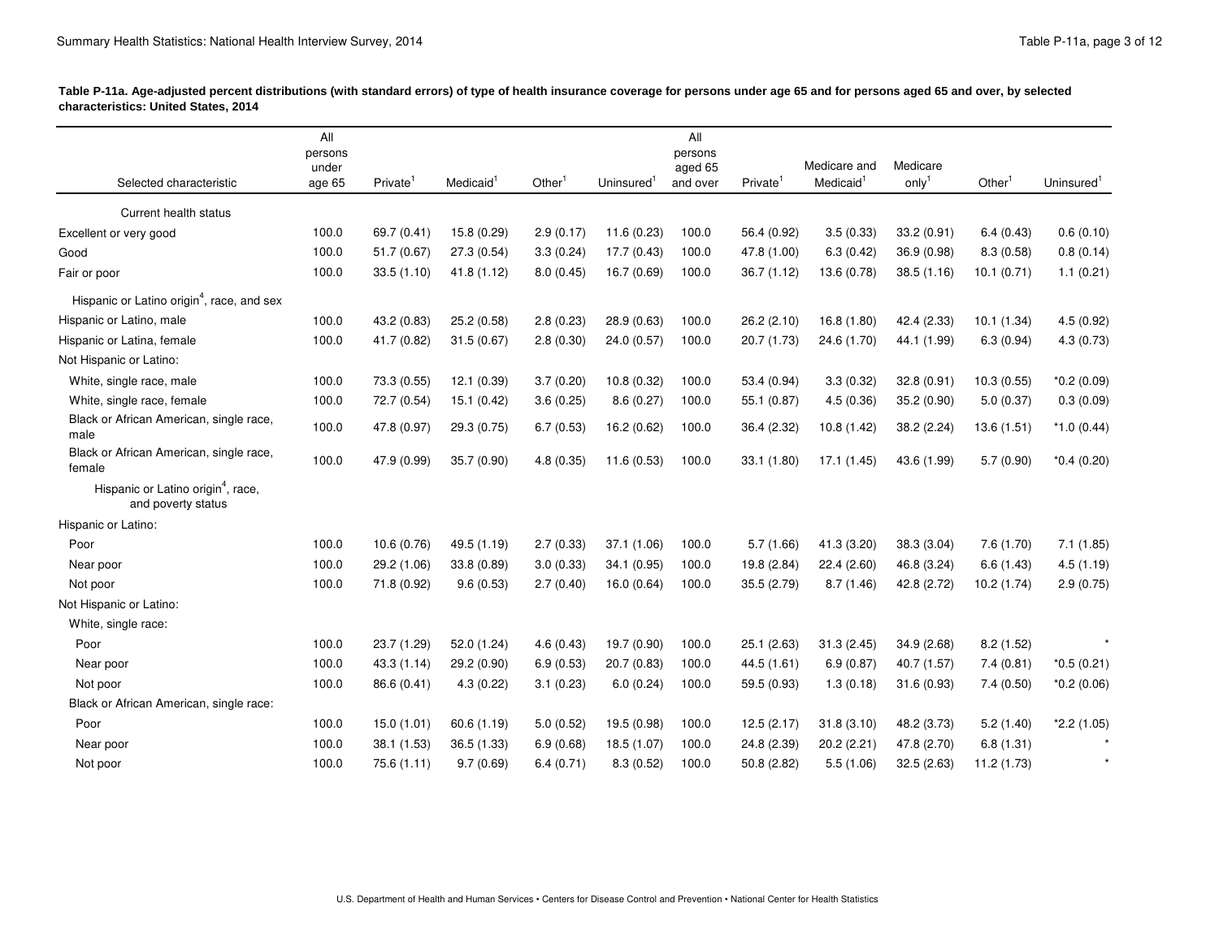**Table P-11a. Age-adjusted percent distributions (with standard errors) of type of health insurance coverage for persons under age 65 and for persons aged 65 and over, by selected characteristics: United States, 2014**

| Selected characteristic | All persons under age 65 | Private[1] | Medicaid[1] | Other[1] | Uninsured[1] | All persons aged 65 and over | Private[1] | Medicare and Medicaid[1] | Medicare only[1] | Other[1] | Uninsured[1] |
|---|---|---|---|---|---|---|---|---|---|---|---|
| Current health status | | | | | | | | | | | |
| Excellent or very good | 100.0 | 69.7 (0.41) | 15.8 (0.29) | 2.9 (0.17) | 11.6 (0.23) | 100.0 | 56.4 (0.92) | 3.5 (0.33) | 33.2 (0.91) | 6.4 (0.43) | 0.6 (0.10) |
| Good | 100.0 | 51.7 (0.67) | 27.3 (0.54) | 3.3 (0.24) | 17.7 (0.43) | 100.0 | 47.8 (1.00) | 6.3 (0.42) | 36.9 (0.98) | 8.3 (0.58) | 0.8 (0.14) |
| Fair or poor | 100.0 | 33.5 (1.10) | 41.8 (1.12) | 8.0 (0.45) | 16.7 (0.69) | 100.0 | 36.7 (1.12) | 13.6 (0.78) | 38.5 (1.16) | 10.1 (0.71) | 1.1 (0.21) |
| Hispanic or Latino origin[4], race, and sex | | | | | | | | | | | |
| Hispanic or Latino, male | 100.0 | 43.2 (0.83) | 25.2 (0.58) | 2.8 (0.23) | 28.9 (0.63) | 100.0 | 26.2 (2.10) | 16.8 (1.80) | 42.4 (2.33) | 10.1 (1.34) | 4.5 (0.92) |
| Hispanic or Latina, female | 100.0 | 41.7 (0.82) | 31.5 (0.67) | 2.8 (0.30) | 24.0 (0.57) | 100.0 | 20.7 (1.73) | 24.6 (1.70) | 44.1 (1.99) | 6.3 (0.94) | 4.3 (0.73) |
| Not Hispanic or Latino: | | | | | | | | | | | |
| White, single race, male | 100.0 | 73.3 (0.55) | 12.1 (0.39) | 3.7 (0.20) | 10.8 (0.32) | 100.0 | 53.4 (0.94) | 3.3 (0.32) | 32.8 (0.91) | 10.3 (0.55) | *0.2 (0.09) |
| White, single race, female | 100.0 | 72.7 (0.54) | 15.1 (0.42) | 3.6 (0.25) | 8.6 (0.27) | 100.0 | 55.1 (0.87) | 4.5 (0.36) | 35.2 (0.90) | 5.0 (0.37) | 0.3 (0.09) |
| Black or African American, single race, male | 100.0 | 47.8 (0.97) | 29.3 (0.75) | 6.7 (0.53) | 16.2 (0.62) | 100.0 | 36.4 (2.32) | 10.8 (1.42) | 38.2 (2.24) | 13.6 (1.51) | *1.0 (0.44) |
| Black or African American, single race, female | 100.0 | 47.9 (0.99) | 35.7 (0.90) | 4.8 (0.35) | 11.6 (0.53) | 100.0 | 33.1 (1.80) | 17.1 (1.45) | 43.6 (1.99) | 5.7 (0.90) | *0.4 (0.20) |
| Hispanic or Latino origin[4], race, and poverty status | | | | | | | | | | | |
| Hispanic or Latino: | | | | | | | | | | | |
| Poor | 100.0 | 10.6 (0.76) | 49.5 (1.19) | 2.7 (0.33) | 37.1 (1.06) | 100.0 | 5.7 (1.66) | 41.3 (3.20) | 38.3 (3.04) | 7.6 (1.70) | 7.1 (1.85) |
| Near poor | 100.0 | 29.2 (1.06) | 33.8 (0.89) | 3.0 (0.33) | 34.1 (0.95) | 100.0 | 19.8 (2.84) | 22.4 (2.60) | 46.8 (3.24) | 6.6 (1.43) | 4.5 (1.19) |
| Not poor | 100.0 | 71.8 (0.92) | 9.6 (0.53) | 2.7 (0.40) | 16.0 (0.64) | 100.0 | 35.5 (2.79) | 8.7 (1.46) | 42.8 (2.72) | 10.2 (1.74) | 2.9 (0.75) |
| Not Hispanic or Latino: | | | | | | | | | | | |
| White, single race: | | | | | | | | | | | |
| Poor | 100.0 | 23.7 (1.29) | 52.0 (1.24) | 4.6 (0.43) | 19.7 (0.90) | 100.0 | 25.1 (2.63) | 31.3 (2.45) | 34.9 (2.68) | 8.2 (1.52) | * |
| Near poor | 100.0 | 43.3 (1.14) | 29.2 (0.90) | 6.9 (0.53) | 20.7 (0.83) | 100.0 | 44.5 (1.61) | 6.9 (0.87) | 40.7 (1.57) | 7.4 (0.81) | *0.5 (0.21) |
| Not poor | 100.0 | 86.6 (0.41) | 4.3 (0.22) | 3.1 (0.23) | 6.0 (0.24) | 100.0 | 59.5 (0.93) | 1.3 (0.18) | 31.6 (0.93) | 7.4 (0.50) | *0.2 (0.06) |
| Black or African American, single race: | | | | | | | | | | | |
| Poor | 100.0 | 15.0 (1.01) | 60.6 (1.19) | 5.0 (0.52) | 19.5 (0.98) | 100.0 | 12.5 (2.17) | 31.8 (3.10) | 48.2 (3.73) | 5.2 (1.40) | *2.2 (1.05) |
| Near poor | 100.0 | 38.1 (1.53) | 36.5 (1.33) | 6.9 (0.68) | 18.5 (1.07) | 100.0 | 24.8 (2.39) | 20.2 (2.21) | 47.8 (2.70) | 6.8 (1.31) | * |
| Not poor | 100.0 | 75.6 (1.11) | 9.7 (0.69) | 6.4 (0.71) | 8.3 (0.52) | 100.0 | 50.8 (2.82) | 5.5 (1.06) | 32.5 (2.63) | 11.2 (1.73) | * |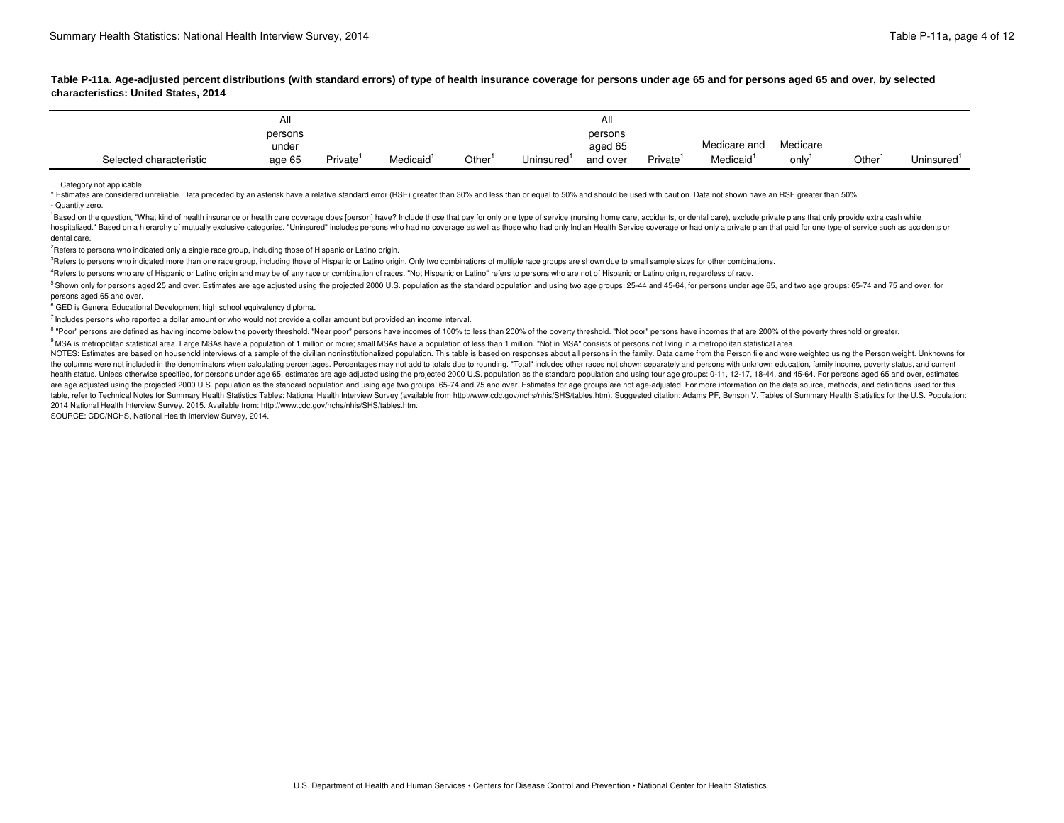**Table P-11a. Age-adjusted percent distributions (with standard errors) of type of health insurance coverage for persons under age 65 and for persons aged 65 and over, by selected characteristics: United States, 2014**

| Selected characteristic | All persons under age 65 | Private[1] | Medicaid[1] | Other[1] | Uninsured[1] | All persons aged 65 and over | Private[1] | Medicare and Medicaid[1] | Medicare only[1] | Other[1] | Uninsured[1] |
|---|---|---|---|---|---|---|---|---|---|---|---|

… Category not applicable.

* Estimates are considered unreliable. Data preceded by an asterisk have a relative standard error (RSE) greater than 30% and less than or equal to 50% and should be used with caution. Data not shown have an RSE greater than 50%.

- Quantity zero.

[1]Based on the question, "What kind of health insurance or health care coverage does [person] have? Include those that pay for only one type of service (nursing home care, accidents, or dental care), exclude private plans that only provide extra cash while hospitalized." Based on a hierarchy of mutually exclusive categories. "Uninsured" includes persons who had no coverage as well as those who had only Indian Health Service coverage or had only a private plan that paid for one type of service such as accidents or dental care.

[2]Refers to persons who indicated only a single race group, including those of Hispanic or Latino origin.

[3]Refers to persons who indicated more than one race group, including those of Hispanic or Latino origin. Only two combinations of multiple race groups are shown due to small sample sizes for other combinations.

[4]Refers to persons who are of Hispanic or Latino origin and may be of any race or combination of races. "Not Hispanic or Latino" refers to persons who are not of Hispanic or Latino origin, regardless of race.

[5] Shown only for persons aged 25 and over. Estimates are age adjusted using the projected 2000 U.S. population as the standard population and using two age groups: 25-44 and 45-64, for persons under age 65, and two age groups: 65-74 and 75 and over, for persons aged 65 and over.

[6] GED is General Educational Development high school equivalency diploma.

[7] Includes persons who reported a dollar amount or who would not provide a dollar amount but provided an income interval.

[8] "Poor" persons are defined as having income below the poverty threshold. "Near poor" persons have incomes of 100% to less than 200% of the poverty threshold. "Not poor" persons have incomes that are 200% of the poverty threshold or greater.

[9] MSA is metropolitan statistical area. Large MSAs have a population of 1 million or more; small MSAs have a population of less than 1 million. "Not in MSA" consists of persons not living in a metropolitan statistical area.

NOTES: Estimates are based on household interviews of a sample of the civilian noninstitutionalized population. This table is based on responses about all persons in the family. Data came from the Person file and were weighted using the Person weight. Unknowns for the columns were not included in the denominators when calculating percentages. Percentages may not add to totals due to rounding. "Total" includes other races not shown separately and persons with unknown education, family income, poverty status, and current health status. Unless otherwise specified, for persons under age 65, estimates are age adjusted using the projected 2000 U.S. population as the standard population and using four age groups: 0-11, 12-17, 18-44, and 45-64. For persons aged 65 and over, estimates are age adjusted using the projected 2000 U.S. population as the standard population and using age two groups: 65-74 and 75 and over. Estimates for age groups are not age-adjusted. For more information on the data source, methods, and definitions used for this table, refer to Technical Notes for Summary Health Statistics Tables: National Health Interview Survey (available from http://www.cdc.gov/nchs/nhis/SHS/tables.htm). Suggested citation: Adams PF, Benson V. Tables of Summary Health Statistics for the U.S. Population: 2014 National Health Interview Survey. 2015. Available from: http://www.cdc.gov/nchs/nhis/SHS/tables.htm.

SOURCE: CDC/NCHS, National Health Interview Survey, 2014.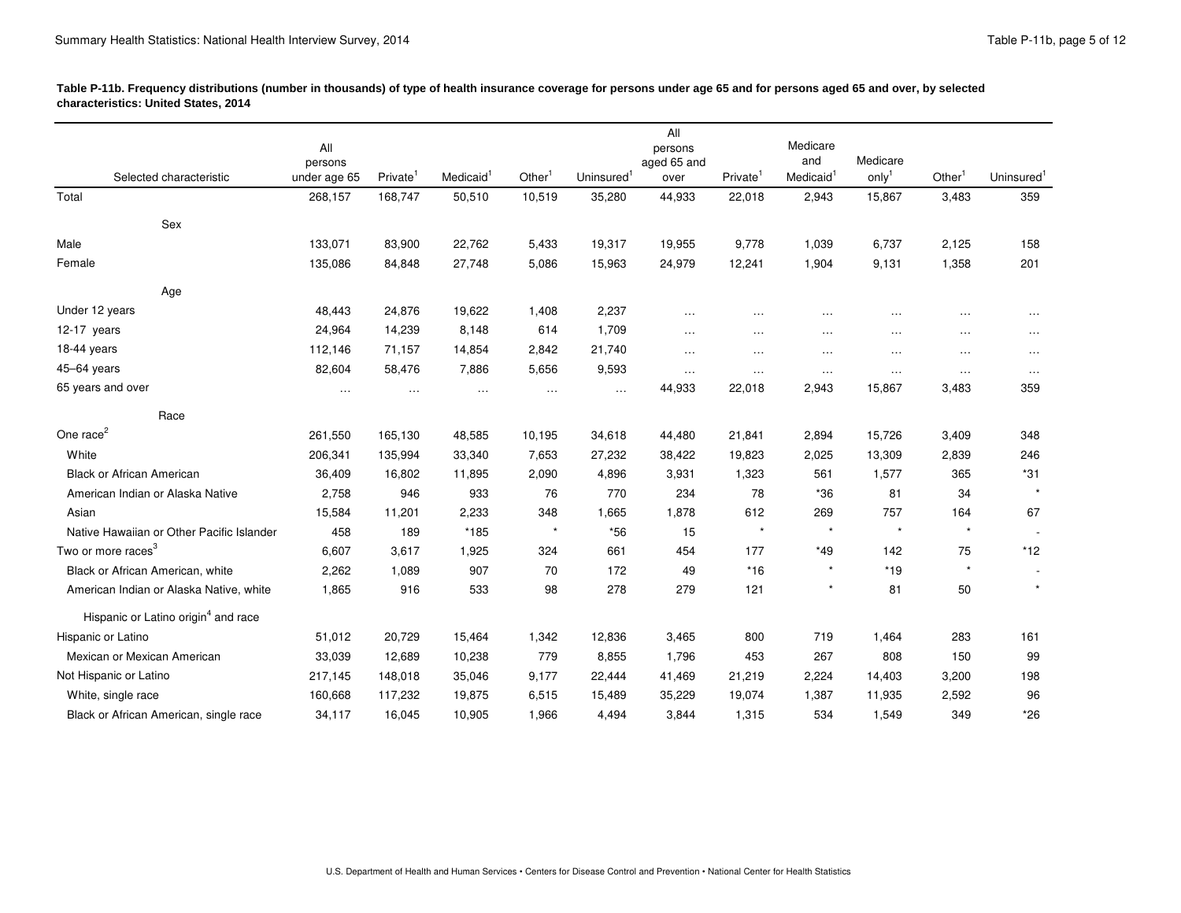**Table P-11b. Frequency distributions (number in thousands) of type of health insurance coverage for persons under age 65 and for persons aged 65 and over, by selected characteristics: United States, 2014**

| Selected characteristic | All persons under age 65 | Private[1] | Medicaid[1] | Other[1] | Uninsured[1] | All persons aged 65 and over | Private[1] | Medicare and Medicaid[1] | Medicare only[1] | Other[1] | Uninsured[1] |
|---|---|---|---|---|---|---|---|---|---|---|---|
| Total | 268,157 | 168,747 | 50,510 | 10,519 | 35,280 | 44,933 | 22,018 | 2,943 | 15,867 | 3,483 | 359 |
| **Sex** | | | | | | | | | | | |
| Male | 133,071 | 83,900 | 22,762 | 5,433 | 19,317 | 19,955 | 9,778 | 1,039 | 6,737 | 2,125 | 158 |
| Female | 135,086 | 84,848 | 27,748 | 5,086 | 15,963 | 24,979 | 12,241 | 1,904 | 9,131 | 1,358 | 201 |
| **Age** | | | | | | | | | | | |
| Under 12 years | 48,443 | 24,876 | 19,622 | 1,408 | 2,237 | … | … | … | … | … | … |
| 12-17 years | 24,964 | 14,239 | 8,148 | 614 | 1,709 | … | … | … | … | … | … |
| 18-44 years | 112,146 | 71,157 | 14,854 | 2,842 | 21,740 | … | … | … | … | … | … |
| 45–64 years | 82,604 | 58,476 | 7,886 | 5,656 | 9,593 | … | … | … | … | … | … |
| 65 years and over | … | … | … | … | … | 44,933 | 22,018 | 2,943 | 15,867 | 3,483 | 359 |
| **Race** | | | | | | | | | | | |
| One race[2] | 261,550 | 165,130 | 48,585 | 10,195 | 34,618 | 44,480 | 21,841 | 2,894 | 15,726 | 3,409 | 348 |
| White | 206,341 | 135,994 | 33,340 | 7,653 | 27,232 | 38,422 | 19,823 | 2,025 | 13,309 | 2,839 | 246 |
| Black or African American | 36,409 | 16,802 | 11,895 | 2,090 | 4,896 | 3,931 | 1,323 | 561 | 1,577 | 365 | *31 |
| American Indian or Alaska Native | 2,758 | 946 | 933 | 76 | 770 | 234 | 78 | *36 | 81 | 34 | * |
| Asian | 15,584 | 11,201 | 2,233 | 348 | 1,665 | 1,878 | 612 | 269 | 757 | 164 | 67 |
| Native Hawaiian or Other Pacific Islander | 458 | 189 | *185 | * | *56 | 15 | * | * | * | * | - |
| Two or more races[3] | 6,607 | 3,617 | 1,925 | 324 | 661 | 454 | 177 | *49 | 142 | 75 | *12 |
| Black or African American, white | 2,262 | 1,089 | 907 | 70 | 172 | 49 | *16 | * | *19 | * | - |
| American Indian or Alaska Native, white | 1,865 | 916 | 533 | 98 | 278 | 279 | 121 | * | 81 | 50 | * |
| **Hispanic or Latino origin[4] and race** | | | | | | | | | | | |
| Hispanic or Latino | 51,012 | 20,729 | 15,464 | 1,342 | 12,836 | 3,465 | 800 | 719 | 1,464 | 283 | 161 |
| Mexican or Mexican American | 33,039 | 12,689 | 10,238 | 779 | 8,855 | 1,796 | 453 | 267 | 808 | 150 | 99 |
| Not Hispanic or Latino | 217,145 | 148,018 | 35,046 | 9,177 | 22,444 | 41,469 | 21,219 | 2,224 | 14,403 | 3,200 | 198 |
| White, single race | 160,668 | 117,232 | 19,875 | 6,515 | 15,489 | 35,229 | 19,074 | 1,387 | 11,935 | 2,592 | 96 |
| Black or African American, single race | 34,117 | 16,045 | 10,905 | 1,966 | 4,494 | 3,844 | 1,315 | 534 | 1,549 | 349 | *26 |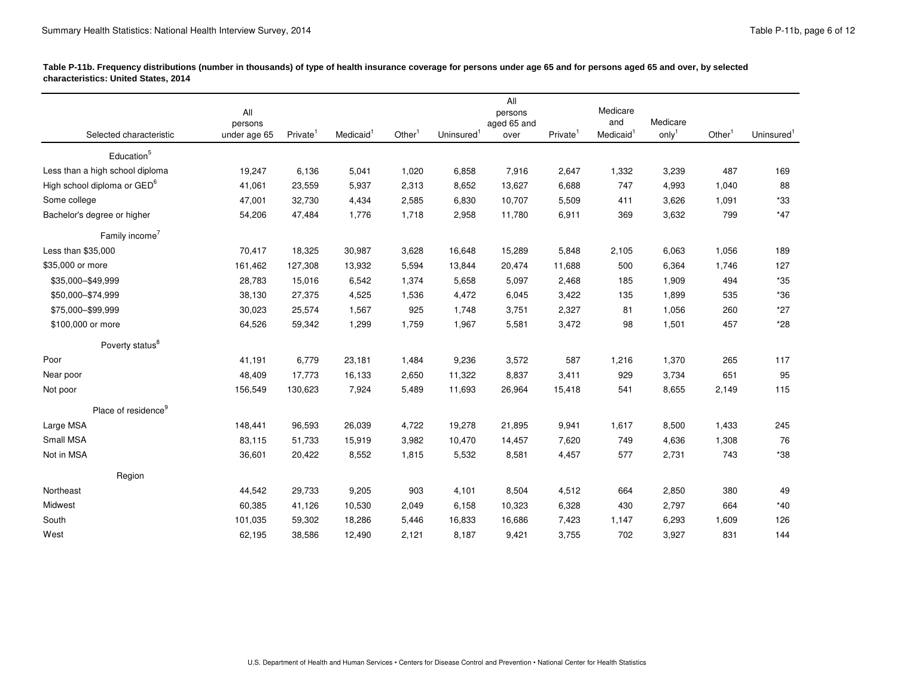**Table P-11b. Frequency distributions (number in thousands) of type of health insurance coverage for persons under age 65 and for persons aged 65 and over, by selected characteristics: United States, 2014**

| Selected characteristic | All persons under age 65 | Private[1] | Medicaid[1] | Other[1] | Uninsured[1] | All persons aged 65 and over | Private[1] | Medicare and Medicaid[1] | Medicare only[1] | Other[1] | Uninsured[1] |
|---|---|---|---|---|---|---|---|---|---|---|---|
| Education[5] | | | | | | | | | | | |
| Less than a high school diploma | 19,247 | 6,136 | 5,041 | 1,020 | 6,858 | 7,916 | 2,647 | 1,332 | 3,239 | 487 | 169 |
| High school diploma or GED[6] | 41,061 | 23,559 | 5,937 | 2,313 | 8,652 | 13,627 | 6,688 | 747 | 4,993 | 1,040 | 88 |
| Some college | 47,001 | 32,730 | 4,434 | 2,585 | 6,830 | 10,707 | 5,509 | 411 | 3,626 | 1,091 | *33 |
| Bachelor's degree or higher | 54,206 | 47,484 | 1,776 | 1,718 | 2,958 | 11,780 | 6,911 | 369 | 3,632 | 799 | *47 |
| Family income[7] | | | | | | | | | | | |
| Less than $35,000 | 70,417 | 18,325 | 30,987 | 3,628 | 16,648 | 15,289 | 5,848 | 2,105 | 6,063 | 1,056 | 189 |
| $35,000 or more | 161,462 | 127,308 | 13,932 | 5,594 | 13,844 | 20,474 | 11,688 | 500 | 6,364 | 1,746 | 127 |
| $35,000–$49,999 | 28,783 | 15,016 | 6,542 | 1,374 | 5,658 | 5,097 | 2,468 | 185 | 1,909 | 494 | *35 |
| $50,000–$74,999 | 38,130 | 27,375 | 4,525 | 1,536 | 4,472 | 6,045 | 3,422 | 135 | 1,899 | 535 | *36 |
| $75,000–$99,999 | 30,023 | 25,574 | 1,567 | 925 | 1,748 | 3,751 | 2,327 | 81 | 1,056 | 260 | *27 |
| $100,000 or more | 64,526 | 59,342 | 1,299 | 1,759 | 1,967 | 5,581 | 3,472 | 98 | 1,501 | 457 | *28 |
| Poverty status[8] | | | | | | | | | | | |
| Poor | 41,191 | 6,779 | 23,181 | 1,484 | 9,236 | 3,572 | 587 | 1,216 | 1,370 | 265 | 117 |
| Near poor | 48,409 | 17,773 | 16,133 | 2,650 | 11,322 | 8,837 | 3,411 | 929 | 3,734 | 651 | 95 |
| Not poor | 156,549 | 130,623 | 7,924 | 5,489 | 11,693 | 26,964 | 15,418 | 541 | 8,655 | 2,149 | 115 |
| Place of residence[9] | | | | | | | | | | | |
| Large MSA | 148,441 | 96,593 | 26,039 | 4,722 | 19,278 | 21,895 | 9,941 | 1,617 | 8,500 | 1,433 | 245 |
| Small MSA | 83,115 | 51,733 | 15,919 | 3,982 | 10,470 | 14,457 | 7,620 | 749 | 4,636 | 1,308 | 76 |
| Not in MSA | 36,601 | 20,422 | 8,552 | 1,815 | 5,532 | 8,581 | 4,457 | 577 | 2,731 | 743 | *38 |
| Region | | | | | | | | | | | |
| Northeast | 44,542 | 29,733 | 9,205 | 903 | 4,101 | 8,504 | 4,512 | 664 | 2,850 | 380 | 49 |
| Midwest | 60,385 | 41,126 | 10,530 | 2,049 | 6,158 | 10,323 | 6,328 | 430 | 2,797 | 664 | *40 |
| South | 101,035 | 59,302 | 18,286 | 5,446 | 16,833 | 16,686 | 7,423 | 1,147 | 6,293 | 1,609 | 126 |
| West | 62,195 | 38,586 | 12,490 | 2,121 | 8,187 | 9,421 | 3,755 | 702 | 3,927 | 831 | 144 |

U.S. Department of Health and Human Services • Centers for Disease Control and Prevention • National Center for Health Statistics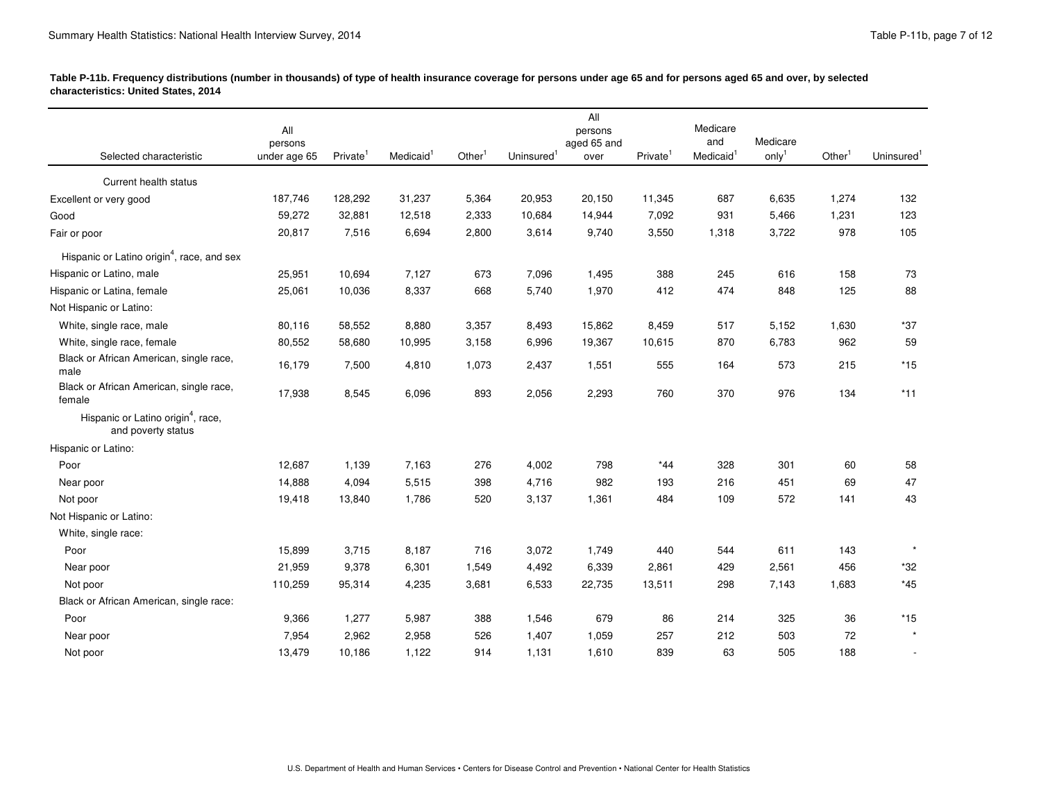**Table P-11b. Frequency distributions (number in thousands) of type of health insurance coverage for persons under age 65 and for persons aged 65 and over, by selected characteristics: United States, 2014**

| Selected characteristic | All persons under age 65 | Private[1] | Medicaid[1] | Other[1] | Uninsured[1] | All persons aged 65 and over | Private[1] | Medicare and Medicaid[1] | Medicare only[1] | Other[1] | Uninsured[1] |
|---|---|---|---|---|---|---|---|---|---|---|---|
| Current health status | | | | | | | | | | | |
| Excellent or very good | 187,746 | 128,292 | 31,237 | 5,364 | 20,953 | 20,150 | 11,345 | 687 | 6,635 | 1,274 | 132 |
| Good | 59,272 | 32,881 | 12,518 | 2,333 | 10,684 | 14,944 | 7,092 | 931 | 5,466 | 1,231 | 123 |
| Fair or poor | 20,817 | 7,516 | 6,694 | 2,800 | 3,614 | 9,740 | 3,550 | 1,318 | 3,722 | 978 | 105 |
| Hispanic or Latino origin[4], race, and sex | | | | | | | | | | | |
| Hispanic or Latino, male | 25,951 | 10,694 | 7,127 | 673 | 7,096 | 1,495 | 388 | 245 | 616 | 158 | 73 |
| Hispanic or Latina, female | 25,061 | 10,036 | 8,337 | 668 | 5,740 | 1,970 | 412 | 474 | 848 | 125 | 88 |
| Not Hispanic or Latino: | | | | | | | | | | | |
| White, single race, male | 80,116 | 58,552 | 8,880 | 3,357 | 8,493 | 15,862 | 8,459 | 517 | 5,152 | 1,630 | *37 |
| White, single race, female | 80,552 | 58,680 | 10,995 | 3,158 | 6,996 | 19,367 | 10,615 | 870 | 6,783 | 962 | 59 |
| Black or African American, single race, male | 16,179 | 7,500 | 4,810 | 1,073 | 2,437 | 1,551 | 555 | 164 | 573 | 215 | *15 |
| Black or African American, single race, female | 17,938 | 8,545 | 6,096 | 893 | 2,056 | 2,293 | 760 | 370 | 976 | 134 | *11 |
| Hispanic or Latino origin[4], race, and poverty status | | | | | | | | | | | |
| Hispanic or Latino: | | | | | | | | | | | |
| Poor | 12,687 | 1,139 | 7,163 | 276 | 4,002 | 798 | *44 | 328 | 301 | 60 | 58 |
| Near poor | 14,888 | 4,094 | 5,515 | 398 | 4,716 | 982 | 193 | 216 | 451 | 69 | 47 |
| Not poor | 19,418 | 13,840 | 1,786 | 520 | 3,137 | 1,361 | 484 | 109 | 572 | 141 | 43 |
| Not Hispanic or Latino: | | | | | | | | | | | |
| White, single race: | | | | | | | | | | | |
| Poor | 15,899 | 3,715 | 8,187 | 716 | 3,072 | 1,749 | 440 | 544 | 611 | 143 | * |
| Near poor | 21,959 | 9,378 | 6,301 | 1,549 | 4,492 | 6,339 | 2,861 | 429 | 2,561 | 456 | *32 |
| Not poor | 110,259 | 95,314 | 4,235 | 3,681 | 6,533 | 22,735 | 13,511 | 298 | 7,143 | 1,683 | *45 |
| Black or African American, single race: | | | | | | | | | | | |
| Poor | 9,366 | 1,277 | 5,987 | 388 | 1,546 | 679 | 86 | 214 | 325 | 36 | *15 |
| Near poor | 7,954 | 2,962 | 2,958 | 526 | 1,407 | 1,059 | 257 | 212 | 503 | 72 | * |
| Not poor | 13,479 | 10,186 | 1,122 | 914 | 1,131 | 1,610 | 839 | 63 | 505 | 188 | - |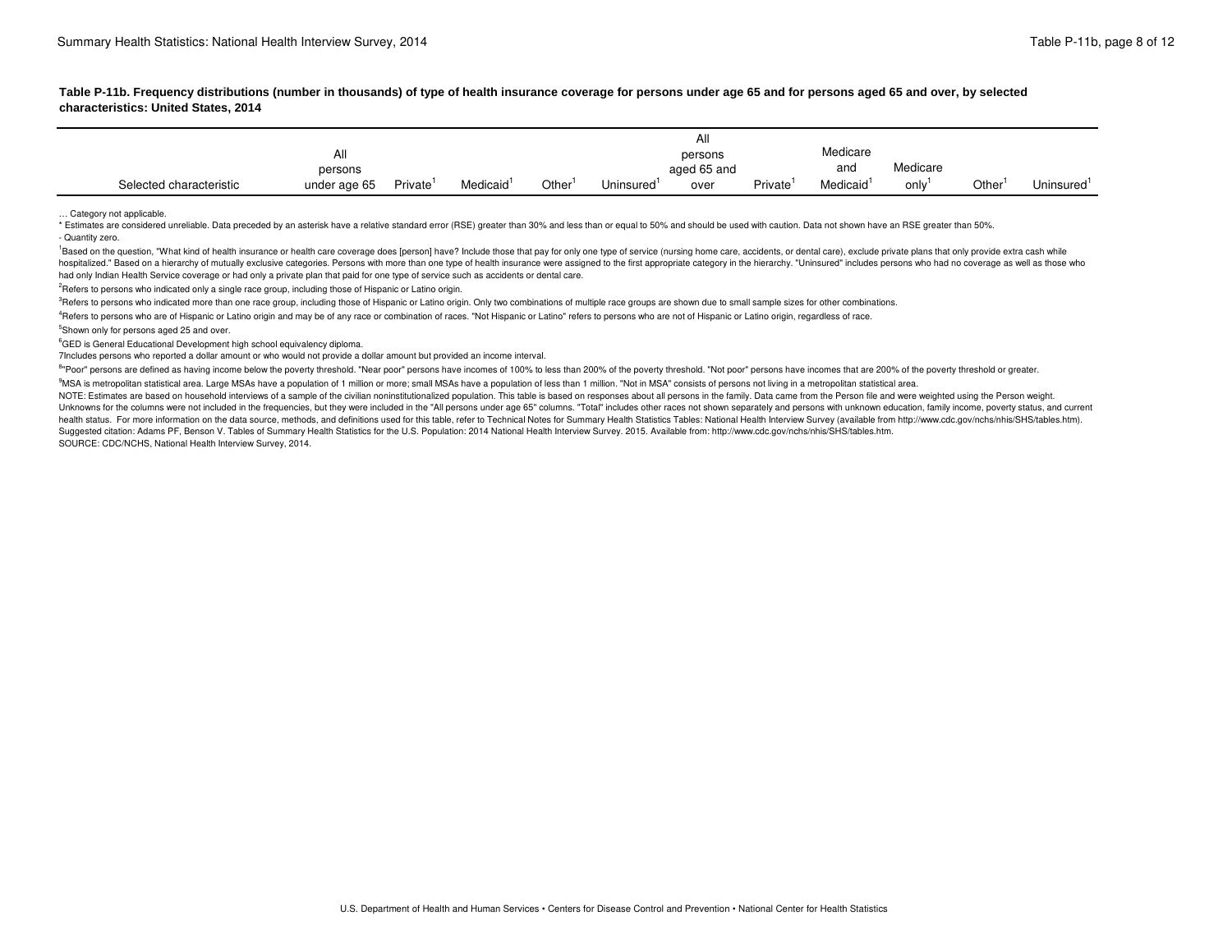**Table P-11b. Frequency distributions (number in thousands) of type of health insurance coverage for persons under age 65 and for persons aged 65 and over, by selected characteristics: United States, 2014**

| Selected characteristic | All persons under age 65 | Private[1] | Medicaid[1] | Other[1] | Uninsured[1] | All persons aged 65 and over | Private[1] | Medicare and Medicaid[1] | Medicare only[1] | Other[1] | Uninsured[1] |
|---|---|---|---|---|---|---|---|---|---|---|---|

… Category not applicable.

* Estimates are considered unreliable. Data preceded by an asterisk have a relative standard error (RSE) greater than 30% and less than or equal to 50% and should be used with caution. Data not shown have an RSE greater than 50%.

- Quantity zero.

[1]Based on the question, "What kind of health insurance or health care coverage does [person] have? Include those that pay for only one type of service (nursing home care, accidents, or dental care), exclude private plans that only provide extra cash while hospitalized." Based on a hierarchy of mutually exclusive categories. Persons with more than one type of health insurance were assigned to the first appropriate category in the hierarchy. "Uninsured" includes persons who had no coverage as well as those who had only Indian Health Service coverage or had only a private plan that paid for one type of service such as accidents or dental care.

[2]Refers to persons who indicated only a single race group, including those of Hispanic or Latino origin.

[3]Refers to persons who indicated more than one race group, including those of Hispanic or Latino origin. Only two combinations of multiple race groups are shown due to small sample sizes for other combinations.

[4]Refers to persons who are of Hispanic or Latino origin and may be of any race or combination of races. "Not Hispanic or Latino" refers to persons who are not of Hispanic or Latino origin, regardless of race.

[5]Shown only for persons aged 25 and over.

[6]GED is General Educational Development high school equivalency diploma.

7Includes persons who reported a dollar amount or who would not provide a dollar amount but provided an income interval.

[8]"Poor" persons are defined as having income below the poverty threshold. "Near poor" persons have incomes of 100% to less than 200% of the poverty threshold. "Not poor" persons have incomes that are 200% of the poverty threshold or greater.

[9]MSA is metropolitan statistical area. Large MSAs have a population of 1 million or more; small MSAs have a population of less than 1 million. "Not in MSA" consists of persons not living in a metropolitan statistical area.

NOTE: Estimates are based on household interviews of a sample of the civilian noninstitutionalized population. This table is based on responses about all persons in the family. Data came from the Person file and were weighted using the Person weight. Unknowns for the columns were not included in the frequencies, but they were included in the "All persons under age 65" columns. "Total" includes other races not shown separately and persons with unknown education, family income, poverty status, and current health status. For more information on the data source, methods, and definitions used for this table, refer to Technical Notes for Summary Health Statistics Tables: National Health Interview Survey (available from http://www.cdc.gov/nchs/nhis/SHS/tables.htm).

Suggested citation: Adams PF, Benson V. Tables of Summary Health Statistics for the U.S. Population: 2014 National Health Interview Survey. 2015. Available from: http://www.cdc.gov/nchs/nhis/SHS/tables.htm.

SOURCE: CDC/NCHS, National Health Interview Survey, 2014.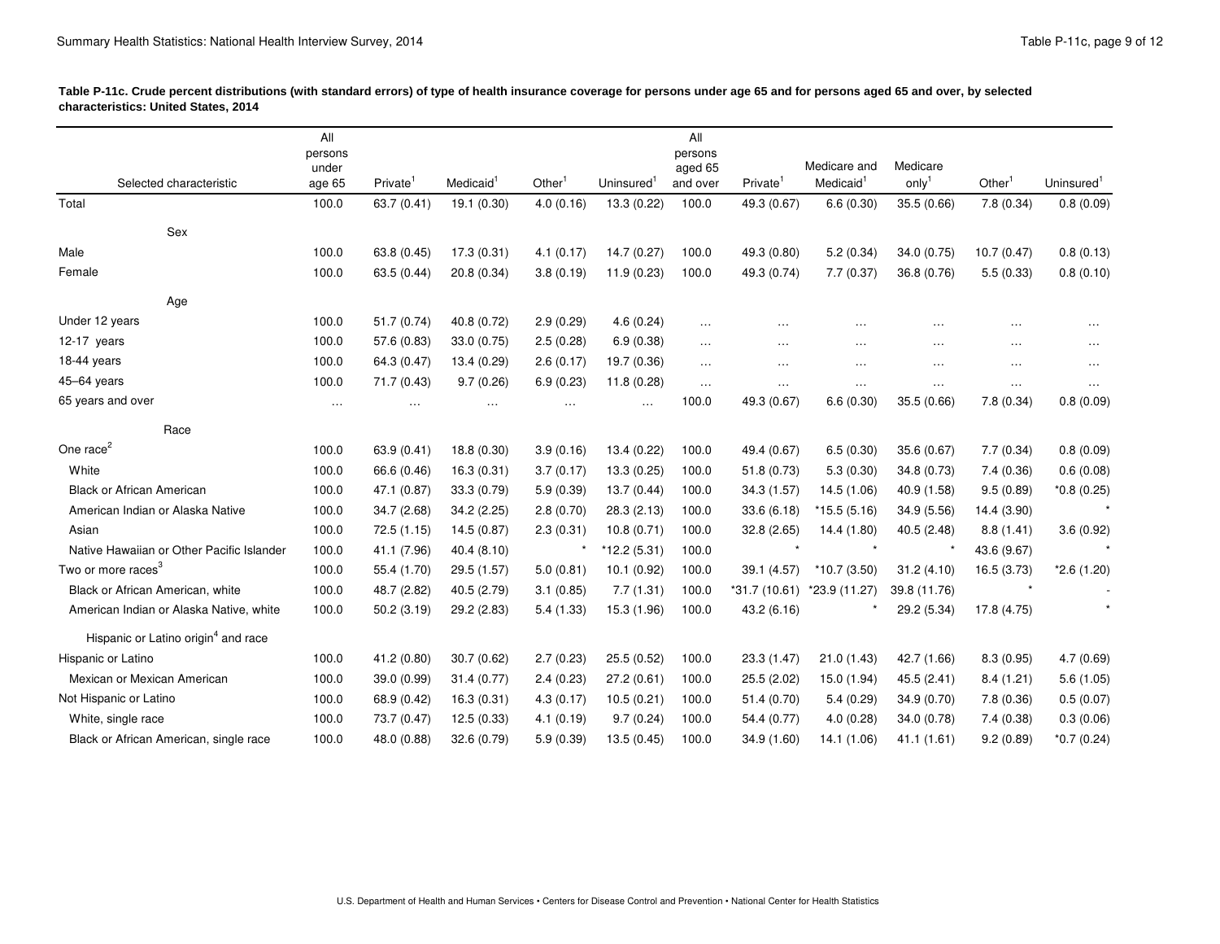**Table P-11c. Crude percent distributions (with standard errors) of type of health insurance coverage for persons under age 65 and for persons aged 65 and over, by selected characteristics: United States, 2014**

| Selected characteristic | All persons under age 65 | Private[1] | Medicaid[1] | Other[1] | Uninsured[1] | All persons aged 65 and over | Private[1] | Medicare and Medicaid[1] | Medicare only[1] | Other[1] | Uninsured[1] |
|---|---|---|---|---|---|---|---|---|---|---|---|
| Total | 100.0 | 63.7 (0.41) | 19.1 (0.30) | 4.0 (0.16) | 13.3 (0.22) | 100.0 | 49.3 (0.67) | 6.6 (0.30) | 35.5 (0.66) | 7.8 (0.34) | 0.8 (0.09) |
| **Sex** | | | | | | | | | | | |
| Male | 100.0 | 63.8 (0.45) | 17.3 (0.31) | 4.1 (0.17) | 14.7 (0.27) | 100.0 | 49.3 (0.80) | 5.2 (0.34) | 34.0 (0.75) | 10.7 (0.47) | 0.8 (0.13) |
| Female | 100.0 | 63.5 (0.44) | 20.8 (0.34) | 3.8 (0.19) | 11.9 (0.23) | 100.0 | 49.3 (0.74) | 7.7 (0.37) | 36.8 (0.76) | 5.5 (0.33) | 0.8 (0.10) |
| **Age** | | | | | | | | | | | |
| Under 12 years | 100.0 | 51.7 (0.74) | 40.8 (0.72) | 2.9 (0.29) | 4.6 (0.24) | ... | ... | ... | ... | ... | ... |
| 12-17 years | 100.0 | 57.6 (0.83) | 33.0 (0.75) | 2.5 (0.28) | 6.9 (0.38) | ... | ... | ... | ... | ... | ... |
| 18-44 years | 100.0 | 64.3 (0.47) | 13.4 (0.29) | 2.6 (0.17) | 19.7 (0.36) | ... | ... | ... | ... | ... | ... |
| 45–64 years | 100.0 | 71.7 (0.43) | 9.7 (0.26) | 6.9 (0.23) | 11.8 (0.28) | ... | ... | ... | ... | ... | ... |
| 65 years and over | ... | ... | ... | ... | ... | 100.0 | 49.3 (0.67) | 6.6 (0.30) | 35.5 (0.66) | 7.8 (0.34) | 0.8 (0.09) |
| **Race** | | | | | | | | | | | |
| One race[2] | 100.0 | 63.9 (0.41) | 18.8 (0.30) | 3.9 (0.16) | 13.4 (0.22) | 100.0 | 49.4 (0.67) | 6.5 (0.30) | 35.6 (0.67) | 7.7 (0.34) | 0.8 (0.09) |
| White | 100.0 | 66.6 (0.46) | 16.3 (0.31) | 3.7 (0.17) | 13.3 (0.25) | 100.0 | 51.8 (0.73) | 5.3 (0.30) | 34.8 (0.73) | 7.4 (0.36) | 0.6 (0.08) |
| Black or African American | 100.0 | 47.1 (0.87) | 33.3 (0.79) | 5.9 (0.39) | 13.7 (0.44) | 100.0 | 34.3 (1.57) | 14.5 (1.06) | 40.9 (1.58) | 9.5 (0.89) | *0.8 (0.25) |
| American Indian or Alaska Native | 100.0 | 34.7 (2.68) | 34.2 (2.25) | 2.8 (0.70) | 28.3 (2.13) | 100.0 | 33.6 (6.18) | *15.5 (5.16) | 34.9 (5.56) | 14.4 (3.90) | * |
| Asian | 100.0 | 72.5 (1.15) | 14.5 (0.87) | 2.3 (0.31) | 10.8 (0.71) | 100.0 | 32.8 (2.65) | 14.4 (1.80) | 40.5 (2.48) | 8.8 (1.41) | 3.6 (0.92) |
| Native Hawaiian or Other Pacific Islander | 100.0 | 41.1 (7.96) | 40.4 (8.10) | * | *12.2 (5.31) | 100.0 | * | * | * | 43.6 (9.67) | * |
| Two or more races[3] | 100.0 | 55.4 (1.70) | 29.5 (1.57) | 5.0 (0.81) | 10.1 (0.92) | 100.0 | 39.1 (4.57) | *10.7 (3.50) | 31.2 (4.10) | 16.5 (3.73) | *2.6 (1.20) |
| Black or African American, white | 100.0 | 48.7 (2.82) | 40.5 (2.79) | 3.1 (0.85) | 7.7 (1.31) | 100.0 | *31.7 (10.61) | *23.9 (11.27) | 39.8 (11.76) | * | - |
| American Indian or Alaska Native, white | 100.0 | 50.2 (3.19) | 29.2 (2.83) | 5.4 (1.33) | 15.3 (1.96) | 100.0 | 43.2 (6.16) | * | 29.2 (5.34) | 17.8 (4.75) | * |
| **Hispanic or Latino origin[4] and race** | | | | | | | | | | | |
| Hispanic or Latino | 100.0 | 41.2 (0.80) | 30.7 (0.62) | 2.7 (0.23) | 25.5 (0.52) | 100.0 | 23.3 (1.47) | 21.0 (1.43) | 42.7 (1.66) | 8.3 (0.95) | 4.7 (0.69) |
| Mexican or Mexican American | 100.0 | 39.0 (0.99) | 31.4 (0.77) | 2.4 (0.23) | 27.2 (0.61) | 100.0 | 25.5 (2.02) | 15.0 (1.94) | 45.5 (2.41) | 8.4 (1.21) | 5.6 (1.05) |
| Not Hispanic or Latino | 100.0 | 68.9 (0.42) | 16.3 (0.31) | 4.3 (0.17) | 10.5 (0.21) | 100.0 | 51.4 (0.70) | 5.4 (0.29) | 34.9 (0.70) | 7.8 (0.36) | 0.5 (0.07) |
| White, single race | 100.0 | 73.7 (0.47) | 12.5 (0.33) | 4.1 (0.19) | 9.7 (0.24) | 100.0 | 54.4 (0.77) | 4.0 (0.28) | 34.0 (0.78) | 7.4 (0.38) | 0.3 (0.06) |
| Black or African American, single race | 100.0 | 48.0 (0.88) | 32.6 (0.79) | 5.9 (0.39) | 13.5 (0.45) | 100.0 | 34.9 (1.60) | 14.1 (1.06) | 41.1 (1.61) | 9.2 (0.89) | *0.7 (0.24) |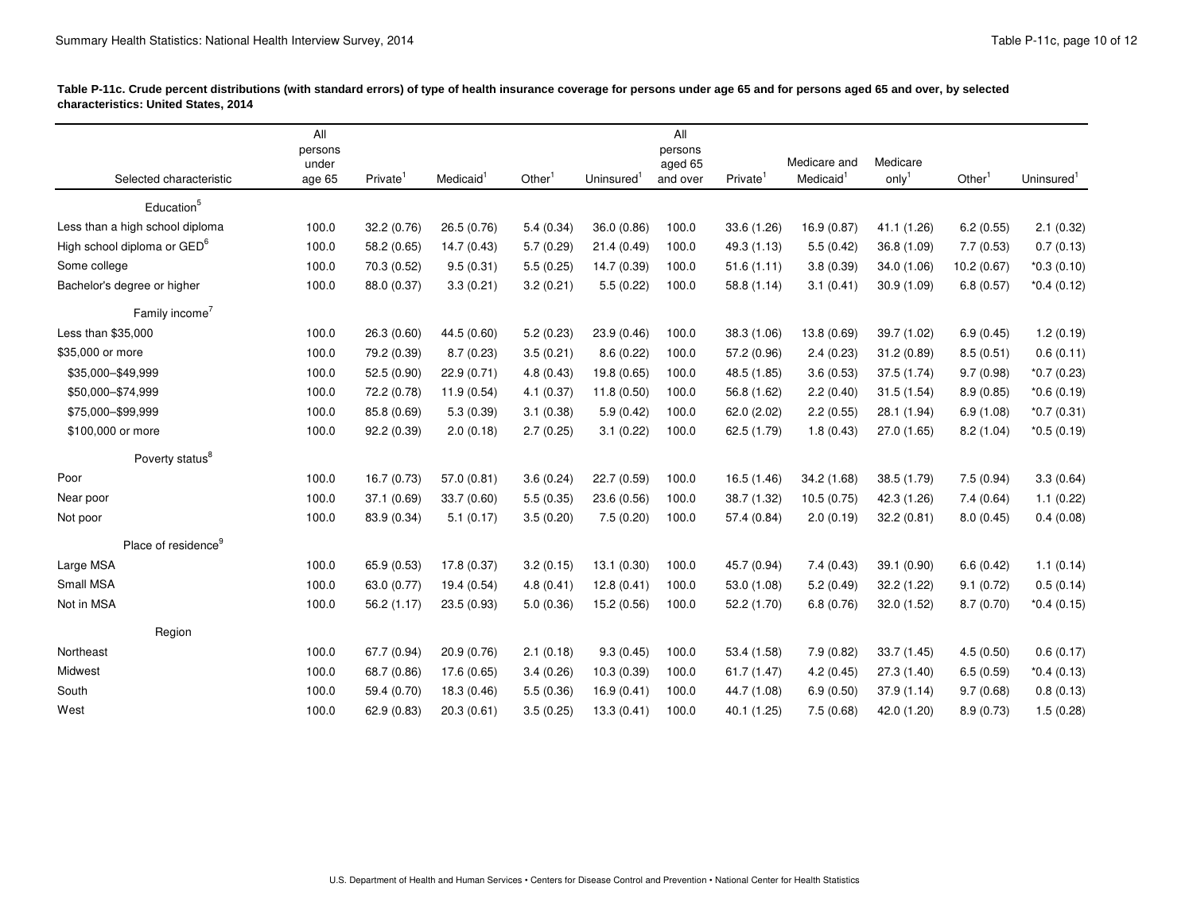**Table P-11c. Crude percent distributions (with standard errors) of type of health insurance coverage for persons under age 65 and for persons aged 65 and over, by selected characteristics: United States, 2014**

| Selected characteristic | All persons under age 65 | Private[1] | Medicaid[1] | Other[1] | Uninsured[1] | All persons aged 65 and over | Private[1] | Medicare and Medicaid[1] | Medicare only[1] | Other[1] | Uninsured[1] |
|---|---|---|---|---|---|---|---|---|---|---|---|
| Education[5] | | | | | | | | | | | |
| Less than a high school diploma | 100.0 | 32.2 (0.76) | 26.5 (0.76) | 5.4 (0.34) | 36.0 (0.86) | 100.0 | 33.6 (1.26) | 16.9 (0.87) | 41.1 (1.26) | 6.2 (0.55) | 2.1 (0.32) |
| High school diploma or GED[6] | 100.0 | 58.2 (0.65) | 14.7 (0.43) | 5.7 (0.29) | 21.4 (0.49) | 100.0 | 49.3 (1.13) | 5.5 (0.42) | 36.8 (1.09) | 7.7 (0.53) | 0.7 (0.13) |
| Some college | 100.0 | 70.3 (0.52) | 9.5 (0.31) | 5.5 (0.25) | 14.7 (0.39) | 100.0 | 51.6 (1.11) | 3.8 (0.39) | 34.0 (1.06) | 10.2 (0.67) | *0.3 (0.10) |
| Bachelor's degree or higher | 100.0 | 88.0 (0.37) | 3.3 (0.21) | 3.2 (0.21) | 5.5 (0.22) | 100.0 | 58.8 (1.14) | 3.1 (0.41) | 30.9 (1.09) | 6.8 (0.57) | *0.4 (0.12) |
| Family income[7] | | | | | | | | | | | |
| Less than $35,000 | 100.0 | 26.3 (0.60) | 44.5 (0.60) | 5.2 (0.23) | 23.9 (0.46) | 100.0 | 38.3 (1.06) | 13.8 (0.69) | 39.7 (1.02) | 6.9 (0.45) | 1.2 (0.19) |
| $35,000 or more | 100.0 | 79.2 (0.39) | 8.7 (0.23) | 3.5 (0.21) | 8.6 (0.22) | 100.0 | 57.2 (0.96) | 2.4 (0.23) | 31.2 (0.89) | 8.5 (0.51) | 0.6 (0.11) |
| $35,000–$49,999 | 100.0 | 52.5 (0.90) | 22.9 (0.71) | 4.8 (0.43) | 19.8 (0.65) | 100.0 | 48.5 (1.85) | 3.6 (0.53) | 37.5 (1.74) | 9.7 (0.98) | *0.7 (0.23) |
| $50,000–$74,999 | 100.0 | 72.2 (0.78) | 11.9 (0.54) | 4.1 (0.37) | 11.8 (0.50) | 100.0 | 56.8 (1.62) | 2.2 (0.40) | 31.5 (1.54) | 8.9 (0.85) | *0.6 (0.19) |
| $75,000–$99,999 | 100.0 | 85.8 (0.69) | 5.3 (0.39) | 3.1 (0.38) | 5.9 (0.42) | 100.0 | 62.0 (2.02) | 2.2 (0.55) | 28.1 (1.94) | 6.9 (1.08) | *0.7 (0.31) |
| $100,000 or more | 100.0 | 92.2 (0.39) | 2.0 (0.18) | 2.7 (0.25) | 3.1 (0.22) | 100.0 | 62.5 (1.79) | 1.8 (0.43) | 27.0 (1.65) | 8.2 (1.04) | *0.5 (0.19) |
| Poverty status[8] | | | | | | | | | | | |
| Poor | 100.0 | 16.7 (0.73) | 57.0 (0.81) | 3.6 (0.24) | 22.7 (0.59) | 100.0 | 16.5 (1.46) | 34.2 (1.68) | 38.5 (1.79) | 7.5 (0.94) | 3.3 (0.64) |
| Near poor | 100.0 | 37.1 (0.69) | 33.7 (0.60) | 5.5 (0.35) | 23.6 (0.56) | 100.0 | 38.7 (1.32) | 10.5 (0.75) | 42.3 (1.26) | 7.4 (0.64) | 1.1 (0.22) |
| Not poor | 100.0 | 83.9 (0.34) | 5.1 (0.17) | 3.5 (0.20) | 7.5 (0.20) | 100.0 | 57.4 (0.84) | 2.0 (0.19) | 32.2 (0.81) | 8.0 (0.45) | 0.4 (0.08) |
| Place of residence[9] | | | | | | | | | | | |
| Large MSA | 100.0 | 65.9 (0.53) | 17.8 (0.37) | 3.2 (0.15) | 13.1 (0.30) | 100.0 | 45.7 (0.94) | 7.4 (0.43) | 39.1 (0.90) | 6.6 (0.42) | 1.1 (0.14) |
| Small MSA | 100.0 | 63.0 (0.77) | 19.4 (0.54) | 4.8 (0.41) | 12.8 (0.41) | 100.0 | 53.0 (1.08) | 5.2 (0.49) | 32.2 (1.22) | 9.1 (0.72) | 0.5 (0.14) |
| Not in MSA | 100.0 | 56.2 (1.17) | 23.5 (0.93) | 5.0 (0.36) | 15.2 (0.56) | 100.0 | 52.2 (1.70) | 6.8 (0.76) | 32.0 (1.52) | 8.7 (0.70) | *0.4 (0.15) |
| Region | | | | | | | | | | | |
| Northeast | 100.0 | 67.7 (0.94) | 20.9 (0.76) | 2.1 (0.18) | 9.3 (0.45) | 100.0 | 53.4 (1.58) | 7.9 (0.82) | 33.7 (1.45) | 4.5 (0.50) | 0.6 (0.17) |
| Midwest | 100.0 | 68.7 (0.86) | 17.6 (0.65) | 3.4 (0.26) | 10.3 (0.39) | 100.0 | 61.7 (1.47) | 4.2 (0.45) | 27.3 (1.40) | 6.5 (0.59) | *0.4 (0.13) |
| South | 100.0 | 59.4 (0.70) | 18.3 (0.46) | 5.5 (0.36) | 16.9 (0.41) | 100.0 | 44.7 (1.08) | 6.9 (0.50) | 37.9 (1.14) | 9.7 (0.68) | 0.8 (0.13) |
| West | 100.0 | 62.9 (0.83) | 20.3 (0.61) | 3.5 (0.25) | 13.3 (0.41) | 100.0 | 40.1 (1.25) | 7.5 (0.68) | 42.0 (1.20) | 8.9 (0.73) | 1.5 (0.28) |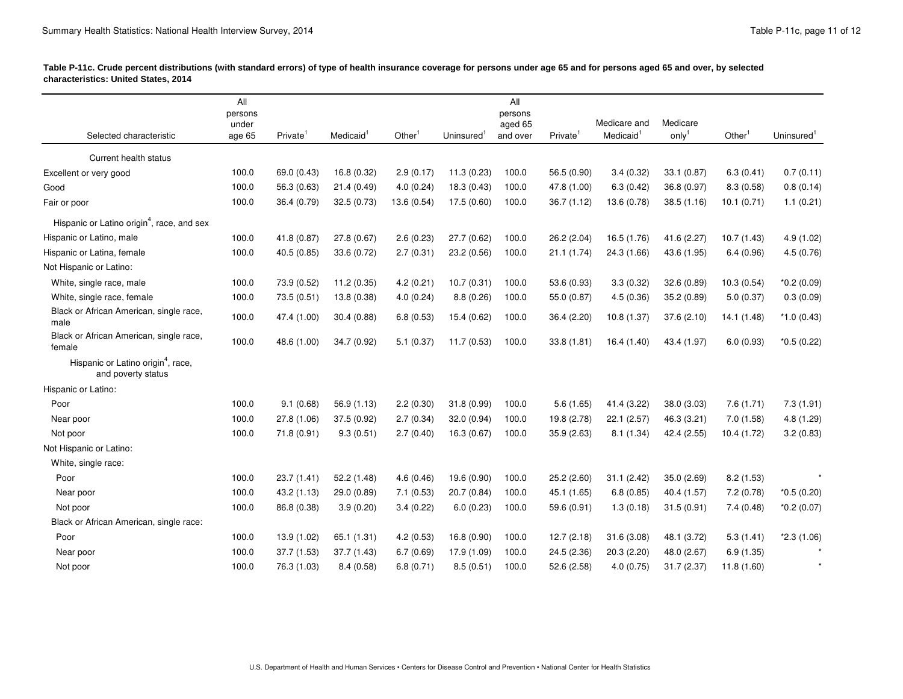**Table P-11c. Crude percent distributions (with standard errors) of type of health insurance coverage for persons under age 65 and for persons aged 65 and over, by selected characteristics: United States, 2014**

| Selected characteristic | All persons under age 65 | Private[1] | Medicaid[1] | Other[1] | Uninsured[1] | All persons aged 65 and over | Private[1] | Medicare and Medicaid[1] | Medicare only[1] | Other[1] | Uninsured[1] |
|---|---|---|---|---|---|---|---|---|---|---|---|
| Current health status | | | | | | | | | | | |
| Excellent or very good | 100.0 | 69.0 (0.43) | 16.8 (0.32) | 2.9 (0.17) | 11.3 (0.23) | 100.0 | 56.5 (0.90) | 3.4 (0.32) | 33.1 (0.87) | 6.3 (0.41) | 0.7 (0.11) |
| Good | 100.0 | 56.3 (0.63) | 21.4 (0.49) | 4.0 (0.24) | 18.3 (0.43) | 100.0 | 47.8 (1.00) | 6.3 (0.42) | 36.8 (0.97) | 8.3 (0.58) | 0.8 (0.14) |
| Fair or poor | 100.0 | 36.4 (0.79) | 32.5 (0.73) | 13.6 (0.54) | 17.5 (0.60) | 100.0 | 36.7 (1.12) | 13.6 (0.78) | 38.5 (1.16) | 10.1 (0.71) | 1.1 (0.21) |
| Hispanic or Latino origin[4], race, and sex | | | | | | | | | | | |
| Hispanic or Latino, male | 100.0 | 41.8 (0.87) | 27.8 (0.67) | 2.6 (0.23) | 27.7 (0.62) | 100.0 | 26.2 (2.04) | 16.5 (1.76) | 41.6 (2.27) | 10.7 (1.43) | 4.9 (1.02) |
| Hispanic or Latina, female | 100.0 | 40.5 (0.85) | 33.6 (0.72) | 2.7 (0.31) | 23.2 (0.56) | 100.0 | 21.1 (1.74) | 24.3 (1.66) | 43.6 (1.95) | 6.4 (0.96) | 4.5 (0.76) |
| Not Hispanic or Latino: | | | | | | | | | | | |
| White, single race, male | 100.0 | 73.9 (0.52) | 11.2 (0.35) | 4.2 (0.21) | 10.7 (0.31) | 100.0 | 53.6 (0.93) | 3.3 (0.32) | 32.6 (0.89) | 10.3 (0.54) | *0.2 (0.09) |
| White, single race, female | 100.0 | 73.5 (0.51) | 13.8 (0.38) | 4.0 (0.24) | 8.8 (0.26) | 100.0 | 55.0 (0.87) | 4.5 (0.36) | 35.2 (0.89) | 5.0 (0.37) | 0.3 (0.09) |
| Black or African American, single race, male | 100.0 | 47.4 (1.00) | 30.4 (0.88) | 6.8 (0.53) | 15.4 (0.62) | 100.0 | 36.4 (2.20) | 10.8 (1.37) | 37.6 (2.10) | 14.1 (1.48) | *1.0 (0.43) |
| Black or African American, single race, female | 100.0 | 48.6 (1.00) | 34.7 (0.92) | 5.1 (0.37) | 11.7 (0.53) | 100.0 | 33.8 (1.81) | 16.4 (1.40) | 43.4 (1.97) | 6.0 (0.93) | *0.5 (0.22) |
| Hispanic or Latino origin[4], race, and poverty status | | | | | | | | | | | |
| Hispanic or Latino: | | | | | | | | | | | |
| Poor | 100.0 | 9.1 (0.68) | 56.9 (1.13) | 2.2 (0.30) | 31.8 (0.99) | 100.0 | 5.6 (1.65) | 41.4 (3.22) | 38.0 (3.03) | 7.6 (1.71) | 7.3 (1.91) |
| Near poor | 100.0 | 27.8 (1.06) | 37.5 (0.92) | 2.7 (0.34) | 32.0 (0.94) | 100.0 | 19.8 (2.78) | 22.1 (2.57) | 46.3 (3.21) | 7.0 (1.58) | 4.8 (1.29) |
| Not poor | 100.0 | 71.8 (0.91) | 9.3 (0.51) | 2.7 (0.40) | 16.3 (0.67) | 100.0 | 35.9 (2.63) | 8.1 (1.34) | 42.4 (2.55) | 10.4 (1.72) | 3.2 (0.83) |
| Not Hispanic or Latino: | | | | | | | | | | | |
| White, single race: | | | | | | | | | | | |
| Poor | 100.0 | 23.7 (1.41) | 52.2 (1.48) | 4.6 (0.46) | 19.6 (0.90) | 100.0 | 25.2 (2.60) | 31.1 (2.42) | 35.0 (2.69) | 8.2 (1.53) | * |
| Near poor | 100.0 | 43.2 (1.13) | 29.0 (0.89) | 7.1 (0.53) | 20.7 (0.84) | 100.0 | 45.1 (1.65) | 6.8 (0.85) | 40.4 (1.57) | 7.2 (0.78) | *0.5 (0.20) |
| Not poor | 100.0 | 86.8 (0.38) | 3.9 (0.20) | 3.4 (0.22) | 6.0 (0.23) | 100.0 | 59.6 (0.91) | 1.3 (0.18) | 31.5 (0.91) | 7.4 (0.48) | *0.2 (0.07) |
| Black or African American, single race: | | | | | | | | | | | |
| Poor | 100.0 | 13.9 (1.02) | 65.1 (1.31) | 4.2 (0.53) | 16.8 (0.90) | 100.0 | 12.7 (2.18) | 31.6 (3.08) | 48.1 (3.72) | 5.3 (1.41) | *2.3 (1.06) |
| Near poor | 100.0 | 37.7 (1.53) | 37.7 (1.43) | 6.7 (0.69) | 17.9 (1.09) | 100.0 | 24.5 (2.36) | 20.3 (2.20) | 48.0 (2.67) | 6.9 (1.35) | * |
| Not poor | 100.0 | 76.3 (1.03) | 8.4 (0.58) | 6.8 (0.71) | 8.5 (0.51) | 100.0 | 52.6 (2.58) | 4.0 (0.75) | 31.7 (2.37) | 11.8 (1.60) | * |

U.S. Department of Health and Human Services • Centers for Disease Control and Prevention • National Center for Health Statistics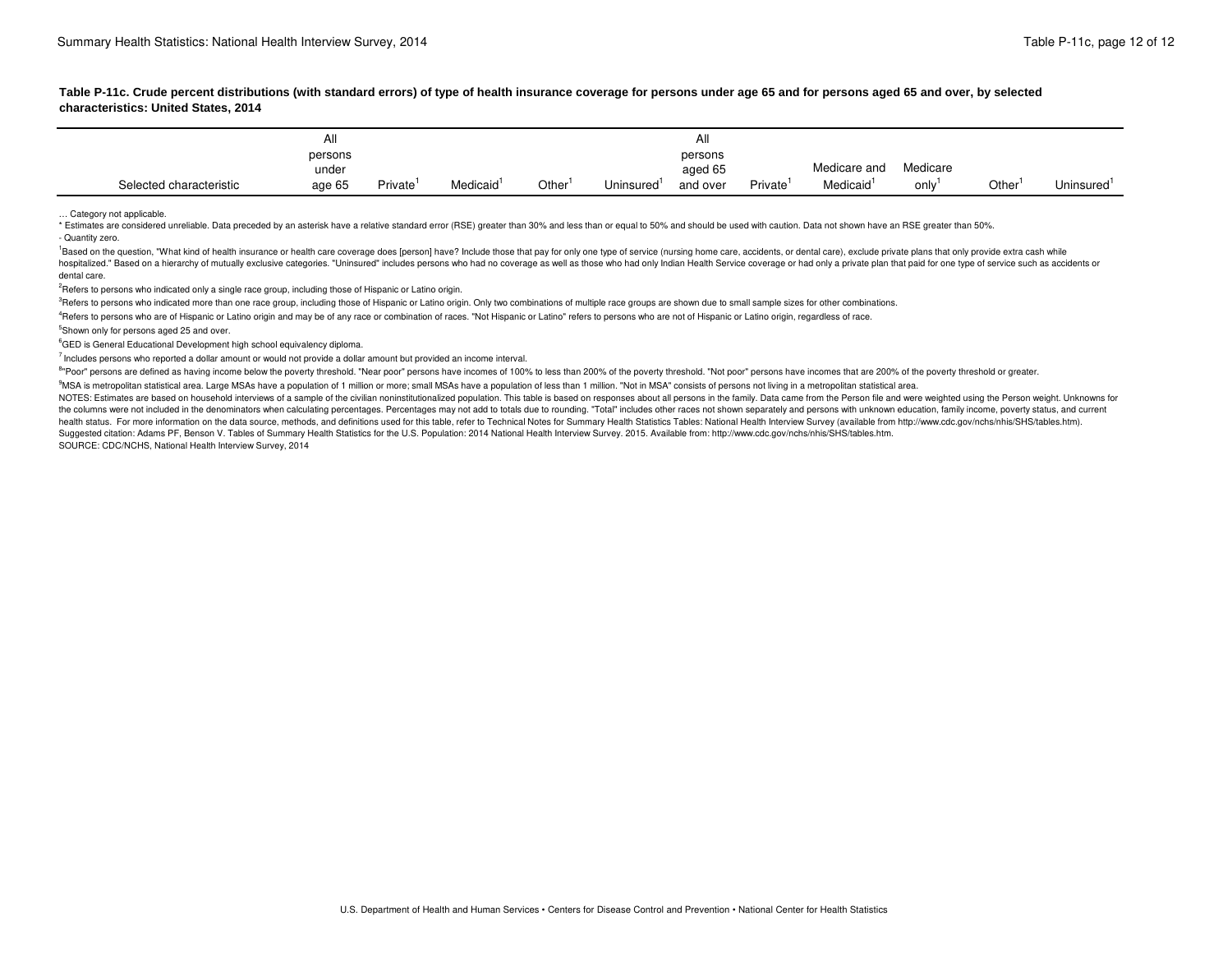**Table P-11c. Crude percent distributions (with standard errors) of type of health insurance coverage for persons under age 65 and for persons aged 65 and over, by selected characteristics: United States, 2014**

| Selected characteristic | All persons under age 65 | Private[1] | Medicaid[1] | Other[1] | Uninsured[1] | All persons aged 65 and over | Private[1] | Medicare and Medicaid[1] | Medicare only[1] | Other[1] | Uninsured[1] |
|---|---|---|---|---|---|---|---|---|---|---|---|

… Category not applicable.

* Estimates are considered unreliable. Data preceded by an asterisk have a relative standard error (RSE) greater than 30% and less than or equal to 50% and should be used with caution. Data not shown have an RSE greater than 50%.

- Quantity zero.

[1]Based on the question, "What kind of health insurance or health care coverage does [person] have? Include those that pay for only one type of service (nursing home care, accidents, or dental care), exclude private plans that only provide extra cash while hospitalized." Based on a hierarchy of mutually exclusive categories. "Uninsured" includes persons who had no coverage as well as those who had only Indian Health Service coverage or had only a private plan that paid for one type of service such as accidents or dental care.

[2]Refers to persons who indicated only a single race group, including those of Hispanic or Latino origin.

[3]Refers to persons who indicated more than one race group, including those of Hispanic or Latino origin. Only two combinations of multiple race groups are shown due to small sample sizes for other combinations.

[4]Refers to persons who are of Hispanic or Latino origin and may be of any race or combination of races. "Not Hispanic or Latino" refers to persons who are not of Hispanic or Latino origin, regardless of race.

[5]Shown only for persons aged 25 and over.

[6]GED is General Educational Development high school equivalency diploma.

[7]Includes persons who reported a dollar amount or would not provide a dollar amount but provided an income interval.

[8]"Poor" persons are defined as having income below the poverty threshold. "Near poor" persons have incomes of 100% to less than 200% of the poverty threshold. "Not poor" persons have incomes that are 200% of the poverty threshold or greater.

[9]MSA is metropolitan statistical area. Large MSAs have a population of 1 million or more; small MSAs have a population of less than 1 million. "Not in MSA" consists of persons not living in a metropolitan statistical area.

NOTES: Estimates are based on household interviews of a sample of the civilian noninstitutionalized population. This table is based on responses about all persons in the family. Data came from the Person file and were weighted using the Person weight. Unknowns for the columns were not included in the denominators when calculating percentages. Percentages may not add to totals due to rounding. "Total" includes other races not shown separately and persons with unknown education, family income, poverty status, and current health status. For more information on the data source, methods, and definitions used for this table, refer to Technical Notes for Summary Health Statistics Tables: National Health Interview Survey (available from http://www.cdc.gov/nchs/nhis/SHS/tables.htm).

Suggested citation: Adams PF, Benson V. Tables of Summary Health Statistics for the U.S. Population: 2014 National Health Interview Survey. 2015. Available from: http://www.cdc.gov/nchs/nhis/SHS/tables.htm.

SOURCE: CDC/NCHS, National Health Interview Survey, 2014